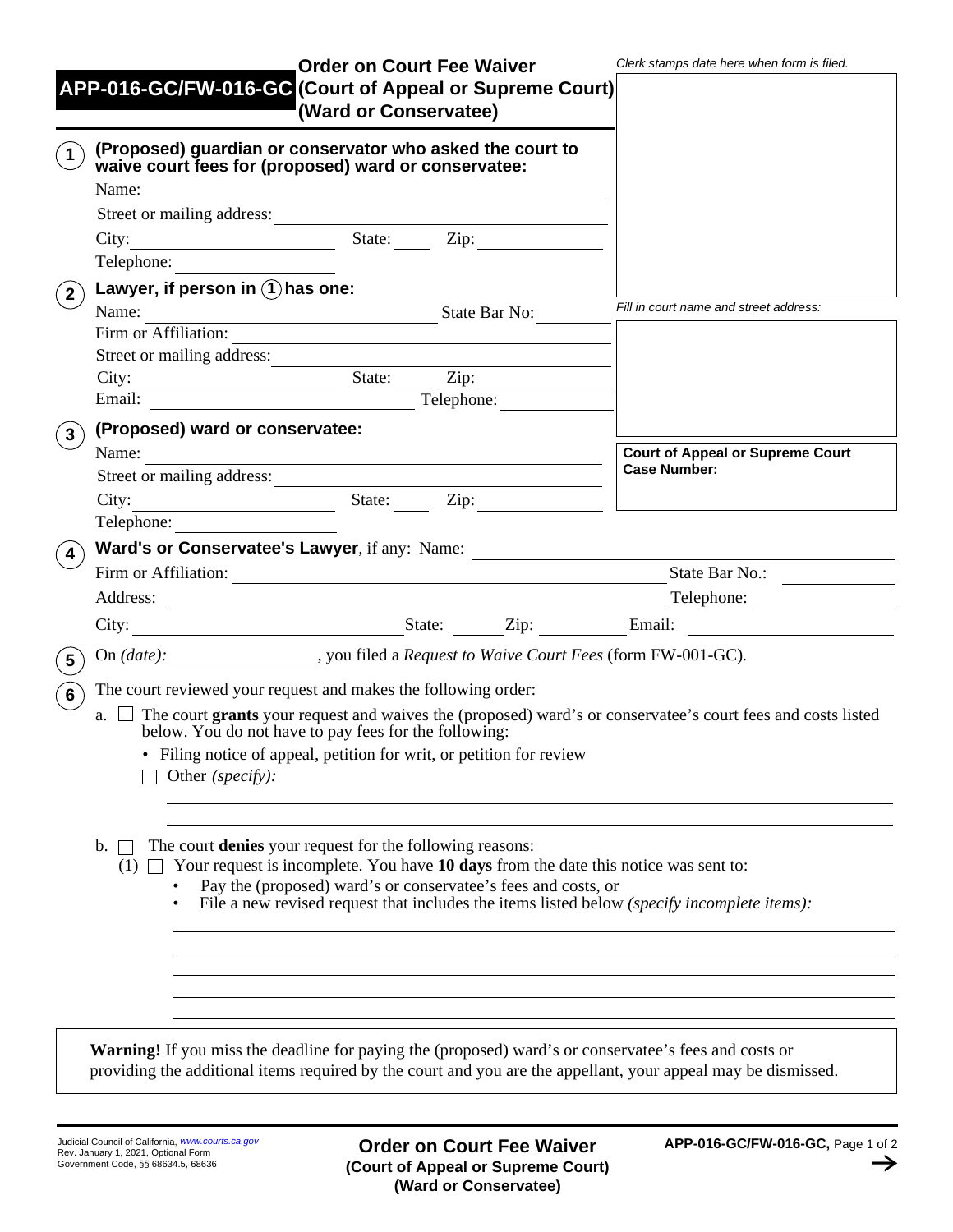# APP-016-GC/FW-016-GC Order on Court Fee Waiver (Court of Appeal or Supreme Court) (Ward or Conservatee)

*Clerk stamps date here when form is filed.*

*Fill in court name and street address:*

**Court of Appeal or Supreme Court Case Number:**

**1 (Proposed) guardian or conservator who asked the court to waive court fees for (proposed) ward or conservatee:**

Name: ____________________

Street or mailing address: ____________________

City: __________ State: ____ Zip: __________

Telephone: __________

**2 Lawyer, if person in 1 has one:**

Name: ____________________ State Bar No: __________

Firm or Affiliation: ____________________

Street or mailing address: ____________________

City: __________ State: ____ Zip: __________

Email: ____________________ Telephone: __________

**3 (Proposed) ward or conservatee:**

Name: ____________________

Street or mailing address: ____________________

City: __________ State: ____ Zip: __________

Telephone: __________

**4 Ward's or Conservatee's Lawyer**, if any: Name: ____________________

Firm or Affiliation: ____________________ State Bar No.: __________

Address: ____________________ Telephone: __________

City: __________ State: ____ Zip: __________ Email: __________

**5** On *(date)*: __________, you filed a *Request to Waive Court Fees* (form FW-001-GC).

**6** The court reviewed your request and makes the following order:

a. ☐ The court **grants** your request and waives the (proposed) ward's or conservatee's court fees and costs listed below. You do not have to pay fees for the following:

- Filing notice of appeal, petition for writ, or petition for review

☐ Other *(specify)*:

____________________

____________________

b. ☐ The court **denies** your request for the following reasons:

(1) ☐ Your request is incomplete. You have **10 days** from the date this notice was sent to:

- Pay the (proposed) ward's or conservatee's fees and costs, or
- File a new revised request that includes the items listed below *(specify incomplete items)*:

____________________

____________________

____________________

____________________

____________________

**Warning!** If you miss the deadline for paying the (proposed) ward's or conservatee's fees and costs or providing the additional items required by the court and you are the appellant, your appeal may be dismissed.

Judicial Council of California, www.courts.ca.gov
Rev. January 1, 2021, Optional Form
Government Code, §§ 68634.5, 68636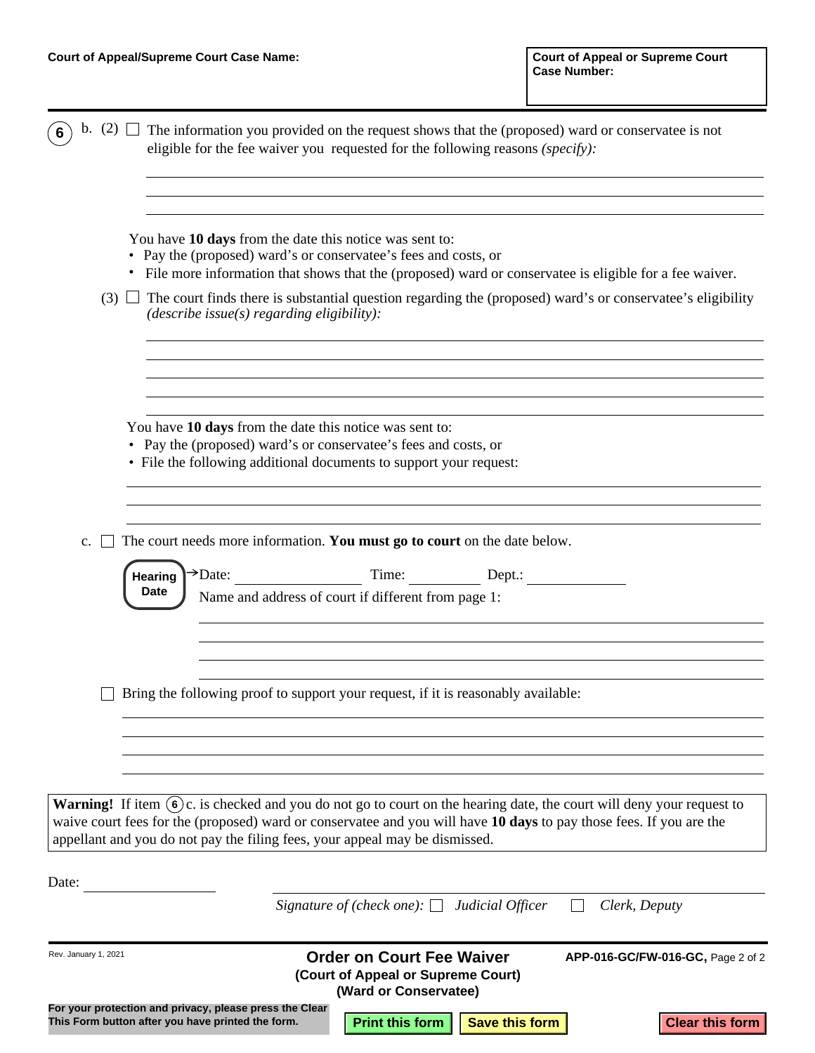Court of Appeal/Supreme Court Case Name:

Court of Appeal or Supreme Court Case Number:

**6** b. (2) ☐ The information you provided on the request shows that the (proposed) ward or conservatee is not eligible for the fee waiver you requested for the following reasons *(specify):*

_______________________________________________

_______________________________________________

_______________________________________________

You have **10 days** from the date this notice was sent to:

- Pay the (proposed) ward's or conservatee's fees and costs, or
- File more information that shows that the (proposed) ward or conservatee is eligible for a fee waiver.

(3) ☐ The court finds there is substantial question regarding the (proposed) ward's or conservatee's eligibility *(describe issue(s) regarding eligibility):*

_______________________________________________

_______________________________________________

_______________________________________________

_______________________________________________

_______________________________________________

You have **10 days** from the date this notice was sent to:

- Pay the (proposed) ward's or conservatee's fees and costs, or
- File the following additional documents to support your request:

_______________________________________________

_______________________________________________

_______________________________________________

c. ☐ The court needs more information. **You must go to court** on the date below.

**Hearing Date** → Date: ____________ Time: ________ Dept.: __________

Name and address of court if different from page 1:

_______________________________________________

_______________________________________________

_______________________________________________

_______________________________________________

☐ Bring the following proof to support your request, if it is reasonably available:

_______________________________________________

_______________________________________________

_______________________________________________

_______________________________________________

**Warning!** If item **6** c. is checked and you do not go to court on the hearing date, the court will deny your request to waive court fees for the (proposed) ward or conservatee and you will have **10 days** to pay those fees. If you are the appellant and you do not pay the filing fees, your appeal may be dismissed.

Date: ______________

_______________________________________________

*Signature of (check one):* ☐ *Judicial Officer* ☐ *Clerk, Deputy*

Rev. January 1, 2021

**Order on Court Fee Waiver**
**(Court of Appeal or Supreme Court)**
**(Ward or Conservatee)**

**APP-016-GC/FW-016-GC**

For your protection and privacy, please press the Clear This Form button after you have printed the form.

Print this form | Save this form | Clear this form